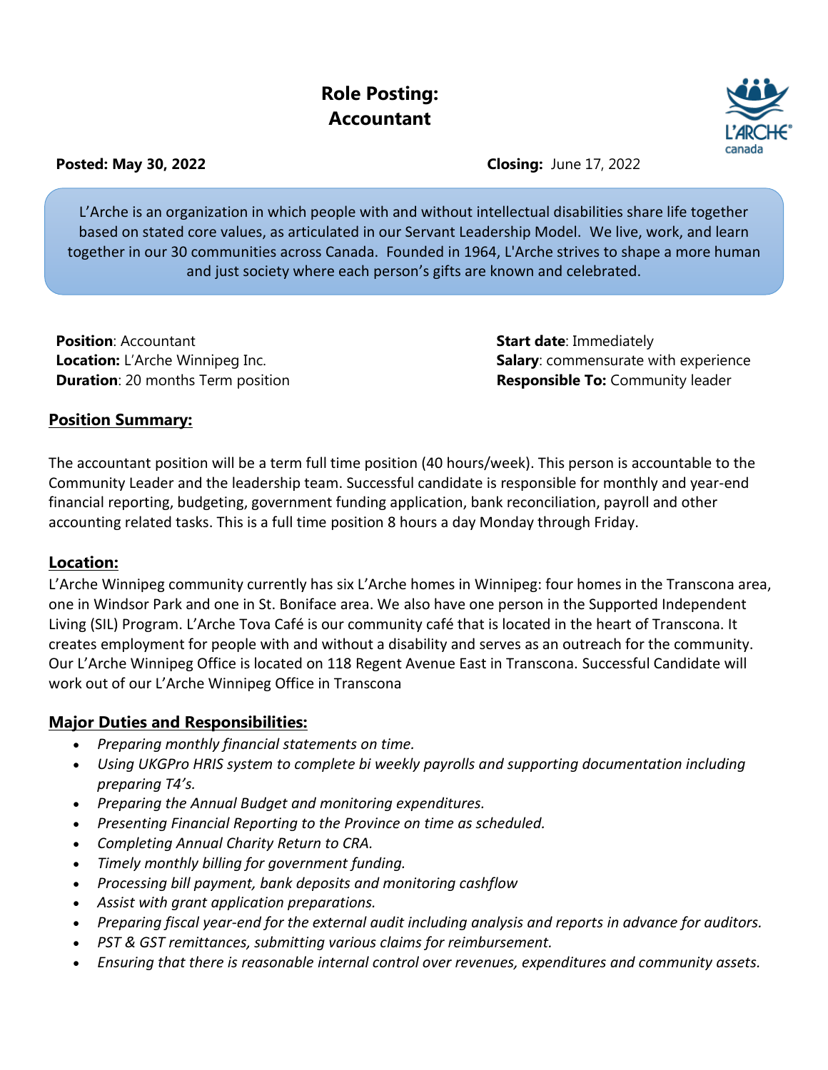# Role Posting: Accountant

**Posted: May 30, 2022** **Closing:** June 17, 2022

L'Arche is an organization in which people with and without intellectual disabilities share life together based on stated core values, as articulated in our Servant Leadership Model. We live, work, and learn together in our 30 communities across Canada. Founded in 1964, L'Arche strives to shape a more human and just society where each person's gifts are known and celebrated.

**Position**: Accountant
**Location:** L'Arche Winnipeg Inc.
**Duration**: 20 months Term position
**Start date**: Immediately
**Salary**: commensurate with experience
**Responsible To:** Community leader

## Position Summary:

The accountant position will be a term full time position (40 hours/week). This person is accountable to the Community Leader and the leadership team. Successful candidate is responsible for monthly and year-end financial reporting, budgeting, government funding application, bank reconciliation, payroll and other accounting related tasks. This is a full time position 8 hours a day Monday through Friday.

## Location:

L'Arche Winnipeg community currently has six L'Arche homes in Winnipeg: four homes in the Transcona area, one in Windsor Park and one in St. Boniface area. We also have one person in the Supported Independent Living (SIL) Program. L'Arche Tova Café is our community café that is located in the heart of Transcona. It creates employment for people with and without a disability and serves as an outreach for the community. Our L'Arche Winnipeg Office is located on 118 Regent Avenue East in Transcona. Successful Candidate will work out of our L'Arche Winnipeg Office in Transcona

## Major Duties and Responsibilities:

- *Preparing monthly financial statements on time.*
- *Using UKGPro HRIS system to complete bi weekly payrolls and supporting documentation including preparing T4's.*
- *Preparing the Annual Budget and monitoring expenditures.*
- *Presenting Financial Reporting to the Province on time as scheduled.*
- *Completing Annual Charity Return to CRA.*
- *Timely monthly billing for government funding.*
- *Processing bill payment, bank deposits and monitoring cashflow*
- *Assist with grant application preparations.*
- *Preparing fiscal year-end for the external audit including analysis and reports in advance for auditors.*
- *PST & GST remittances, submitting various claims for reimbursement.*
- *Ensuring that there is reasonable internal control over revenues, expenditures and community assets.*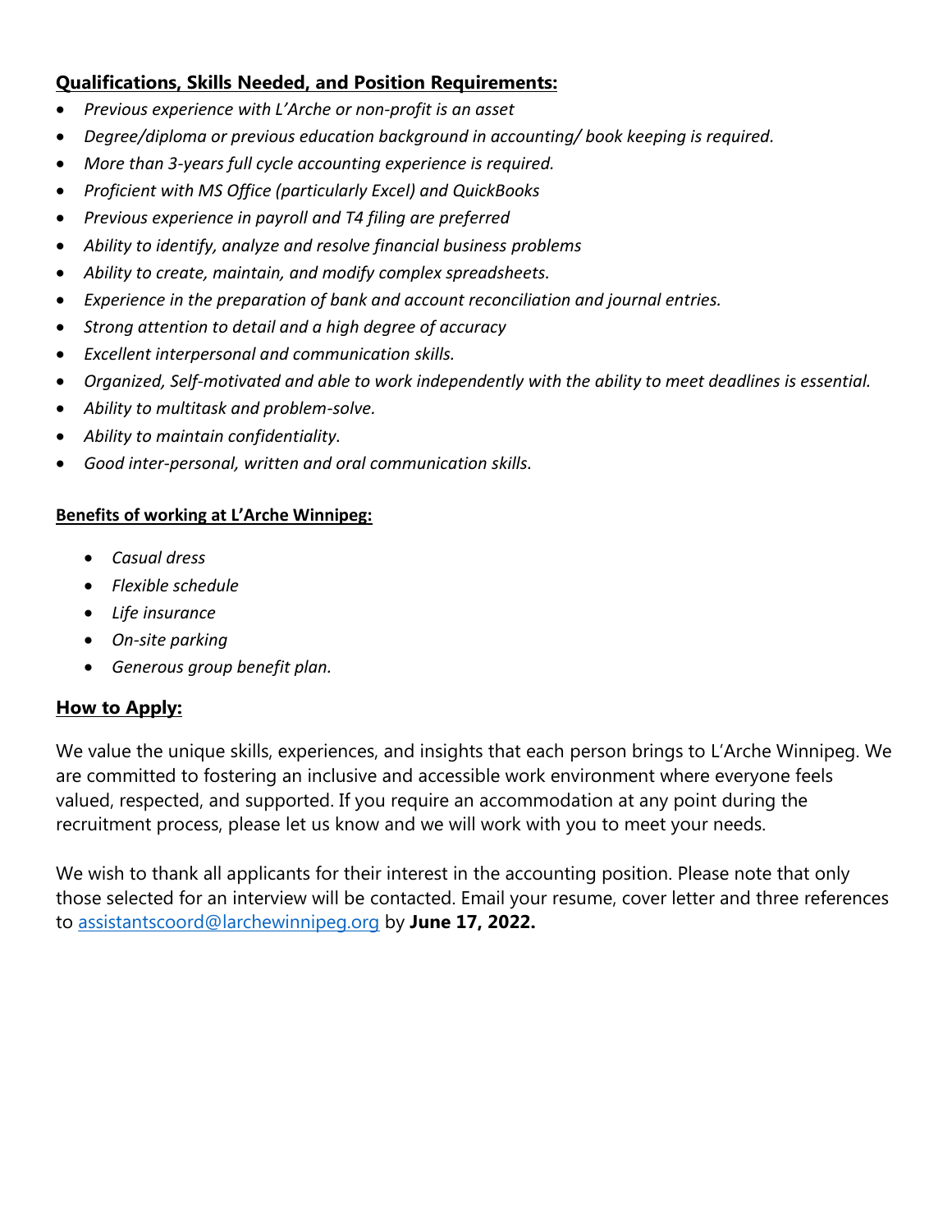**Qualifications, Skills Needed, and Position Requirements:**

- *Previous experience with L'Arche or non-profit is an asset*
- *Degree/diploma or previous education background in accounting/ book keeping is required.*
- *More than 3-years full cycle accounting experience is required.*
- *Proficient with MS Office (particularly Excel) and QuickBooks*
- *Previous experience in payroll and T4 filing are preferred*
- *Ability to identify, analyze and resolve financial business problems*
- *Ability to create, maintain, and modify complex spreadsheets.*
- *Experience in the preparation of bank and account reconciliation and journal entries.*
- *Strong attention to detail and a high degree of accuracy*
- *Excellent interpersonal and communication skills.*
- *Organized, Self-motivated and able to work independently with the ability to meet deadlines is essential.*
- *Ability to multitask and problem-solve.*
- *Ability to maintain confidentiality.*
- *Good inter-personal, written and oral communication skills.*

**Benefits of working at L'Arche Winnipeg:**

- *Casual dress*
- *Flexible schedule*
- *Life insurance*
- *On-site parking*
- *Generous group benefit plan.*

**How to Apply:**

We value the unique skills, experiences, and insights that each person brings to L'Arche Winnipeg. We are committed to fostering an inclusive and accessible work environment where everyone feels valued, respected, and supported. If you require an accommodation at any point during the recruitment process, please let us know and we will work with you to meet your needs.

We wish to thank all applicants for their interest in the accounting position. Please note that only those selected for an interview will be contacted. Email your resume, cover letter and three references to assistantscoord@larchewinnipeg.org by **June 17, 2022.**